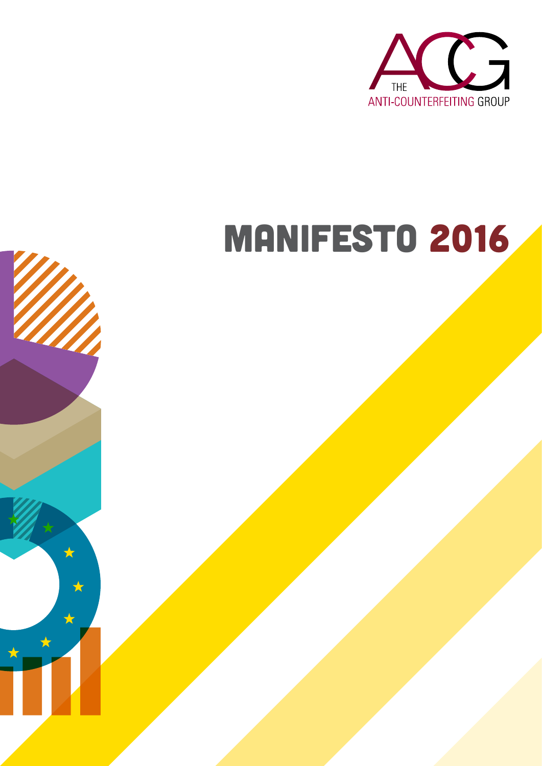THE ANTI-COUNTERFEITING GROUP

# MANIFESTO 2016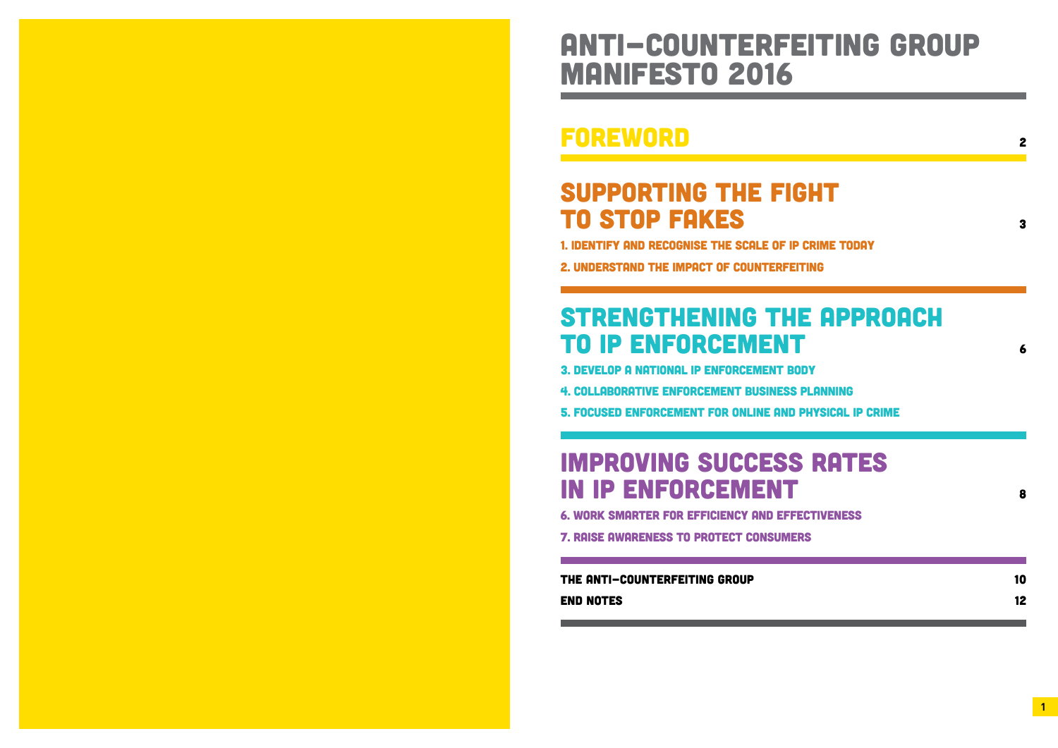# ANTI-COUNTERFEITING GROUP MANIFESTO 2016

## FOREWORD — 2

## SUPPORTING THE FIGHT TO STOP FAKES — 3

1. IDENTIFY AND RECOGNISE THE SCALE OF IP CRIME TODAY
2. UNDERSTAND THE IMPACT OF COUNTERFEITING

## STRENGTHENING THE APPROACH TO IP ENFORCEMENT — 6

3. DEVELOP A NATIONAL IP ENFORCEMENT BODY
4. COLLABORATIVE ENFORCEMENT BUSINESS PLANNING
5. FOCUSED ENFORCEMENT FOR ONLINE AND PHYSICAL IP CRIME

## IMPROVING SUCCESS RATES IN IP ENFORCEMENT — 8

6. WORK SMARTER FOR EFFICIENCY AND EFFECTIVENESS
7. RAISE AWARENESS TO PROTECT CONSUMERS

**THE ANTI-COUNTERFEITING GROUP** — 10

**END NOTES** — 12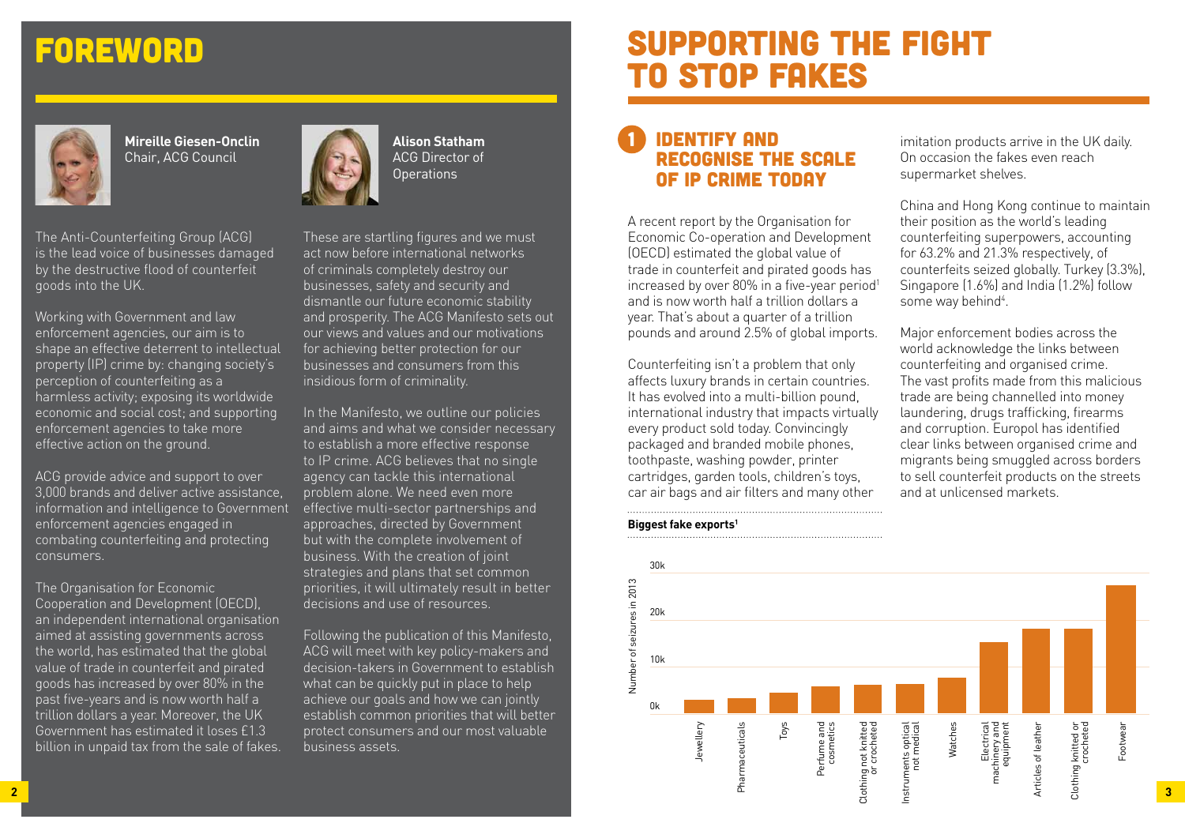# FOREWORD

**Mireille Giesen-Onclin**
Chair, ACG Council

**Alison Statham**
ACG Director of Operations

The Anti-Counterfeiting Group (ACG) is the lead voice of businesses damaged by the destructive flood of counterfeit goods into the UK.

Working with Government and law enforcement agencies, our aim is to shape an effective deterrent to intellectual property (IP) crime by: changing society's perception of counterfeiting as a harmless activity; exposing its worldwide economic and social cost; and supporting enforcement agencies to take more effective action on the ground.

ACG provide advice and support to over 3,000 brands and deliver active assistance, information and intelligence to Government enforcement agencies engaged in combating counterfeiting and protecting consumers.

The Organisation for Economic Cooperation and Development (OECD), an independent international organisation aimed at assisting governments across the world, has estimated that the global value of trade in counterfeit and pirated goods has increased by over 80% in the past five-years and is now worth half a trillion dollars a year. Moreover, the UK Government has estimated it loses £1.3 billion in unpaid tax from the sale of fakes.

These are startling figures and we must act now before international networks of criminals completely destroy our businesses, safety and security and dismantle our future economic stability and prosperity. The ACG Manifesto sets out our views and values and our motivations for achieving better protection for our businesses and consumers from this insidious form of criminality.

In the Manifesto, we outline our policies and aims and what we consider necessary to establish a more effective response to IP crime. ACG believes that no single agency can tackle this international problem alone. We need even more effective multi-sector partnerships and approaches, directed by Government but with the complete involvement of business. With the creation of joint strategies and plans that set common priorities, it will ultimately result in better decisions and use of resources.

Following the publication of this Manifesto, ACG will meet with key policy-makers and decision-takers in Government to establish what can be quickly put in place to help achieve our goals and how we can jointly establish common priorities that will better protect consumers and our most valuable business assets.

# SUPPORTING THE FIGHT TO STOP FAKES

## 1 IDENTIFY AND RECOGNISE THE SCALE OF IP CRIME TODAY

A recent report by the Organisation for Economic Co-operation and Development (OECD) estimated the global value of trade in counterfeit and pirated goods has increased by over 80% in a five-year period[1] and is now worth half a trillion dollars a year. That's about a quarter of a trillion pounds and around 2.5% of global imports.

Counterfeiting isn't a problem that only affects luxury brands in certain countries. It has evolved into a multi-billion pound, international industry that impacts virtually every product sold today. Convincingly packaged and branded mobile phones, toothpaste, washing powder, printer cartridges, garden tools, children's toys, car air bags and air filters and many other imitation products arrive in the UK daily. On occasion the fakes even reach supermarket shelves.

China and Hong Kong continue to maintain their position as the world's leading counterfeiting superpowers, accounting for 63.2% and 21.3% respectively, of counterfeits seized globally. Turkey (3.3%), Singapore (1.6%) and India (1.2%) follow some way behind[4].

Major enforcement bodies across the world acknowledge the links between counterfeiting and organised crime. The vast profits made from this malicious trade are being channelled into money laundering, drugs trafficking, firearms and corruption. Europol has identified clear links between organised crime and migrants being smuggled across borders to sell counterfeit products on the streets and at unlicensed markets.

**Biggest fake exports[1]**

Number of seizures in 2013 (y-axis: 0k, 10k, 20k, 30k)

| Category | Approx. number of seizures in 2013 |
|---|---|
| Jewellery | ~3k |
| Pharmaceuticals | ~3k |
| Toys | ~4k |
| Perfume and cosmetics | ~6k |
| Clothing not knitted or crocheted | ~6k |
| Instruments optical not medical | ~6k |
| Watches | ~8k |
| Electrical machinery and equipment | ~15k |
| Articles of leather | ~18k |
| Clothing knitted or crocheted | ~18k |
| Footwear | ~27k |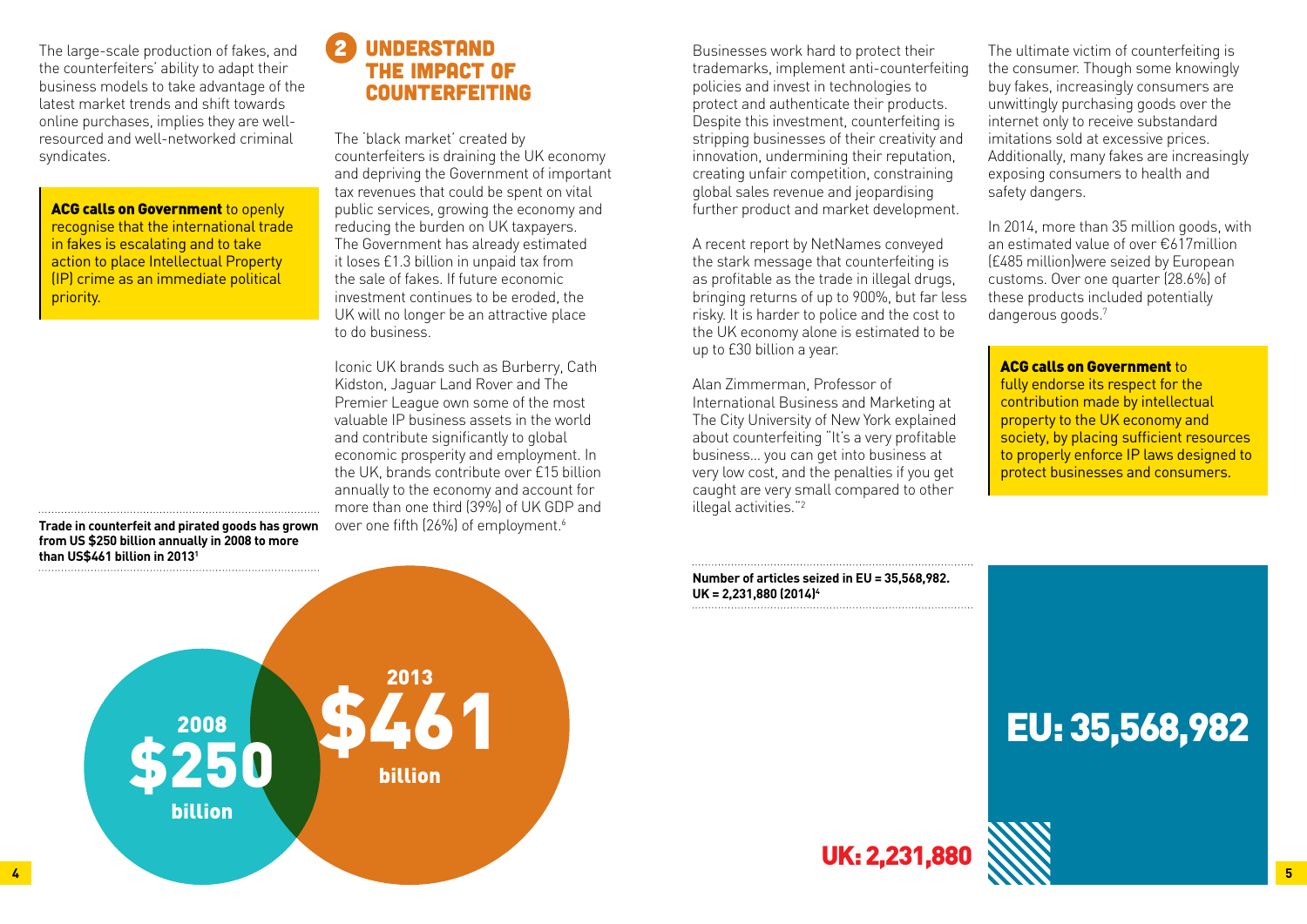The large-scale production of fakes, and the counterfeiters' ability to adapt their business models to take advantage of the latest market trends and shift towards online purchases, implies they are well-resourced and well-networked criminal syndicates.

> **ACG calls on Government** to openly recognise that the international trade in fakes is escalating and to take action to place Intellectual Property (IP) crime as an immediate political priority.

**Trade in counterfeit and pirated goods has grown from US $250 billion annually in 2008 to more than US$461 billion in 2013[1]**

2008 $250 billion

2013 $461 billion

## 2 UNDERSTAND THE IMPACT OF COUNTERFEITING

The 'black market' created by counterfeiters is draining the UK economy and depriving the Government of important tax revenues that could be spent on vital public services, growing the economy and reducing the burden on UK taxpayers. The Government has already estimated it loses £1.3 billion in unpaid tax from the sale of fakes. If future economic investment continues to be eroded, the UK will no longer be an attractive place to do business.

Iconic UK brands such as Burberry, Cath Kidston, Jaguar Land Rover and The Premier League own some of the most valuable IP business assets in the world and contribute significantly to global economic prosperity and employment. In the UK, brands contribute over £15 billion annually to the economy and account for more than one third (39%) of UK GDP and over one fifth (26%) of employment.[6]

Businesses work hard to protect their trademarks, implement anti-counterfeiting policies and invest in technologies to protect and authenticate their products. Despite this investment, counterfeiting is stripping businesses of their creativity and innovation, undermining their reputation, creating unfair competition, constraining global sales revenue and jeopardising further product and market development.

A recent report by NetNames conveyed the stark message that counterfeiting is as profitable as the trade in illegal drugs, bringing returns of up to 900%, but far less risky. It is harder to police and the cost to the UK economy alone is estimated to be up to £30 billion a year.

Alan Zimmerman, Professor of International Business and Marketing at The City University of New York explained about counterfeiting "It's a very profitable business… you can get into business at very low cost, and the penalties if you get caught are very small compared to other illegal activities."[2]

**Number of articles seized in EU = 35,568,982. UK = 2,231,880 (2014)[4]**

EU: 35,568,982

UK: 2,231,880

The ultimate victim of counterfeiting is the consumer. Though some knowingly buy fakes, increasingly consumers are unwittingly purchasing goods over the internet only to receive substandard imitations sold at excessive prices. Additionally, many fakes are increasingly exposing consumers to health and safety dangers.

In 2014, more than 35 million goods, with an estimated value of over €617million (£485 million)were seized by European customs. Over one quarter (28.6%) of these products included potentially dangerous goods.[7]

> **ACG calls on Government** to fully endorse its respect for the contribution made by intellectual property to the UK economy and society, by placing sufficient resources to properly enforce IP laws designed to protect businesses and consumers.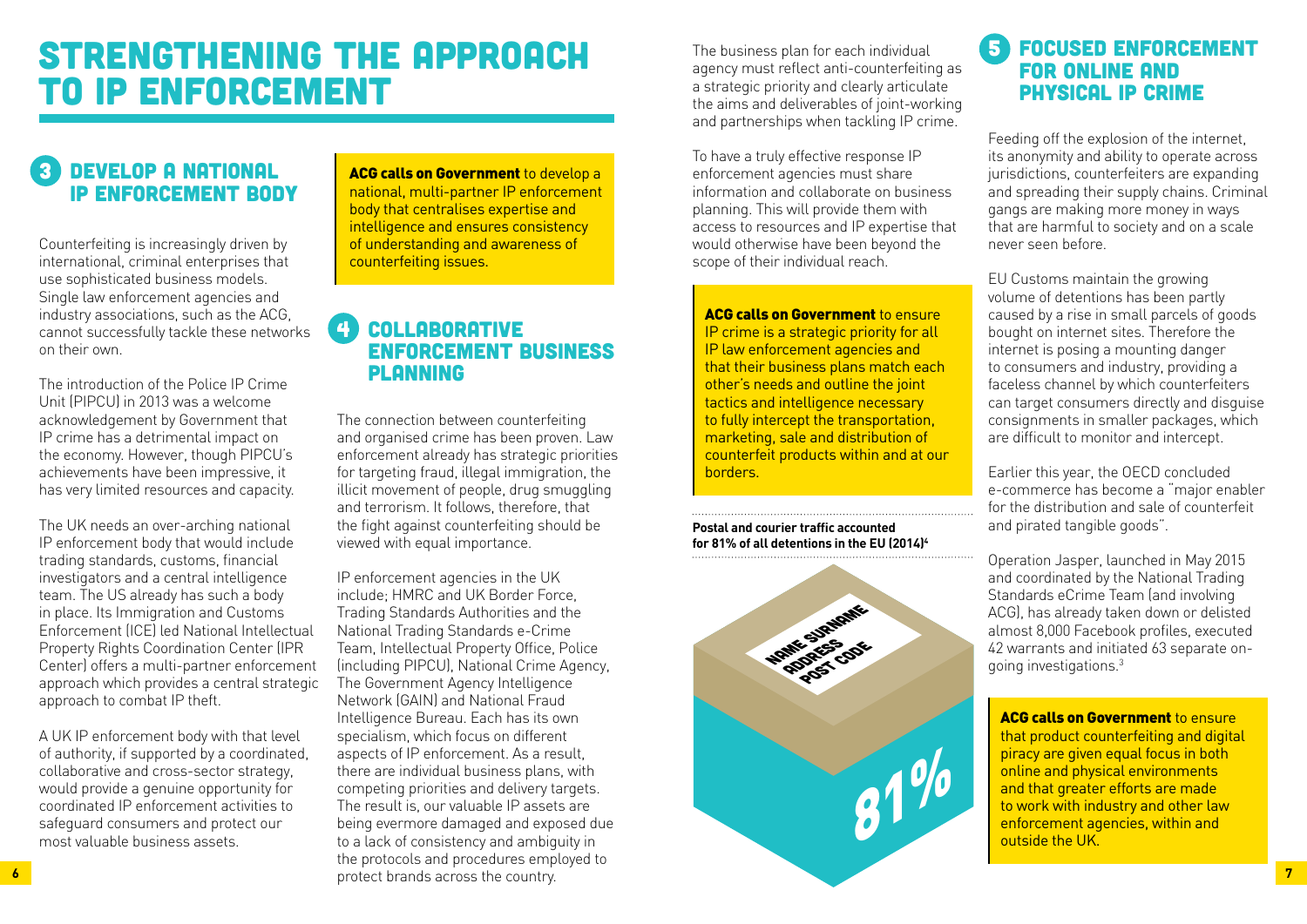# STRENGTHENING THE APPROACH TO IP ENFORCEMENT

## 3 DEVELOP A NATIONAL IP ENFORCEMENT BODY

Counterfeiting is increasingly driven by international, criminal enterprises that use sophisticated business models. Single law enforcement agencies and industry associations, such as the ACG, cannot successfully tackle these networks on their own.

The introduction of the Police IP Crime Unit (PIPCU) in 2013 was a welcome acknowledgement by Government that IP crime has a detrimental impact on the economy. However, though PIPCU's achievements have been impressive, it has very limited resources and capacity.

The UK needs an over-arching national IP enforcement body that would include trading standards, customs, financial investigators and a central intelligence team. The US already has such a body in place. Its Immigration and Customs Enforcement (ICE) led National Intellectual Property Rights Coordination Center (IPR Center) offers a multi-partner enforcement approach which provides a central strategic approach to combat IP theft.

A UK IP enforcement body with that level of authority, if supported by a coordinated, collaborative and cross-sector strategy, would provide a genuine opportunity for coordinated IP enforcement activities to safeguard consumers and protect our most valuable business assets.

**ACG calls on Government** to develop a national, multi-partner IP enforcement body that centralises expertise and intelligence and ensures consistency of understanding and awareness of counterfeiting issues.

## 4 COLLABORATIVE ENFORCEMENT BUSINESS PLANNING

The connection between counterfeiting and organised crime has been proven. Law enforcement already has strategic priorities for targeting fraud, illegal immigration, the illicit movement of people, drug smuggling and terrorism. It follows, therefore, that the fight against counterfeiting should be viewed with equal importance.

IP enforcement agencies in the UK include; HMRC and UK Border Force, Trading Standards Authorities and the National Trading Standards e-Crime Team, Intellectual Property Office, Police (including PIPCU), National Crime Agency, The Government Agency Intelligence Network (GAIN) and National Fraud Intelligence Bureau. Each has its own specialism, which focus on different aspects of IP enforcement. As a result, there are individual business plans, with competing priorities and delivery targets. The result is, our valuable IP assets are being evermore damaged and exposed due to a lack of consistency and ambiguity in the protocols and procedures employed to protect brands across the country.

The business plan for each individual agency must reflect anti-counterfeiting as a strategic priority and clearly articulate the aims and deliverables of joint-working and partnerships when tackling IP crime.

To have a truly effective response IP enforcement agencies must share information and collaborate on business planning. This will provide them with access to resources and IP expertise that would otherwise have been beyond the scope of their individual reach.

**ACG calls on Government** to ensure IP crime is a strategic priority for all IP law enforcement agencies and that their business plans match each other's needs and outline the joint tactics and intelligence necessary to fully intercept the transportation, marketing, sale and distribution of counterfeit products within and at our borders.

**Postal and courier traffic accounted for 81% of all detentions in the EU (2014)[4]**

NAME SURNAME
ADDRESS
POST CODE

81%

## 5 FOCUSED ENFORCEMENT FOR ONLINE AND PHYSICAL IP CRIME

Feeding off the explosion of the internet, its anonymity and ability to operate across jurisdictions, counterfeiters are expanding and spreading their supply chains. Criminal gangs are making more money in ways that are harmful to society and on a scale never seen before.

EU Customs maintain the growing volume of detentions has been partly caused by a rise in small parcels of goods bought on internet sites. Therefore the internet is posing a mounting danger to consumers and industry, providing a faceless channel by which counterfeiters can target consumers directly and disguise consignments in smaller packages, which are difficult to monitor and intercept.

Earlier this year, the OECD concluded e-commerce has become a "major enabler for the distribution and sale of counterfeit and pirated tangible goods".

Operation Jasper, launched in May 2015 and coordinated by the National Trading Standards eCrime Team (and involving ACG), has already taken down or delisted almost 8,000 Facebook profiles, executed 42 warrants and initiated 63 separate on-going investigations.[3]

**ACG calls on Government** to ensure that product counterfeiting and digital piracy are given equal focus in both online and physical environments and that greater efforts are made to work with industry and other law enforcement agencies, within and outside the UK.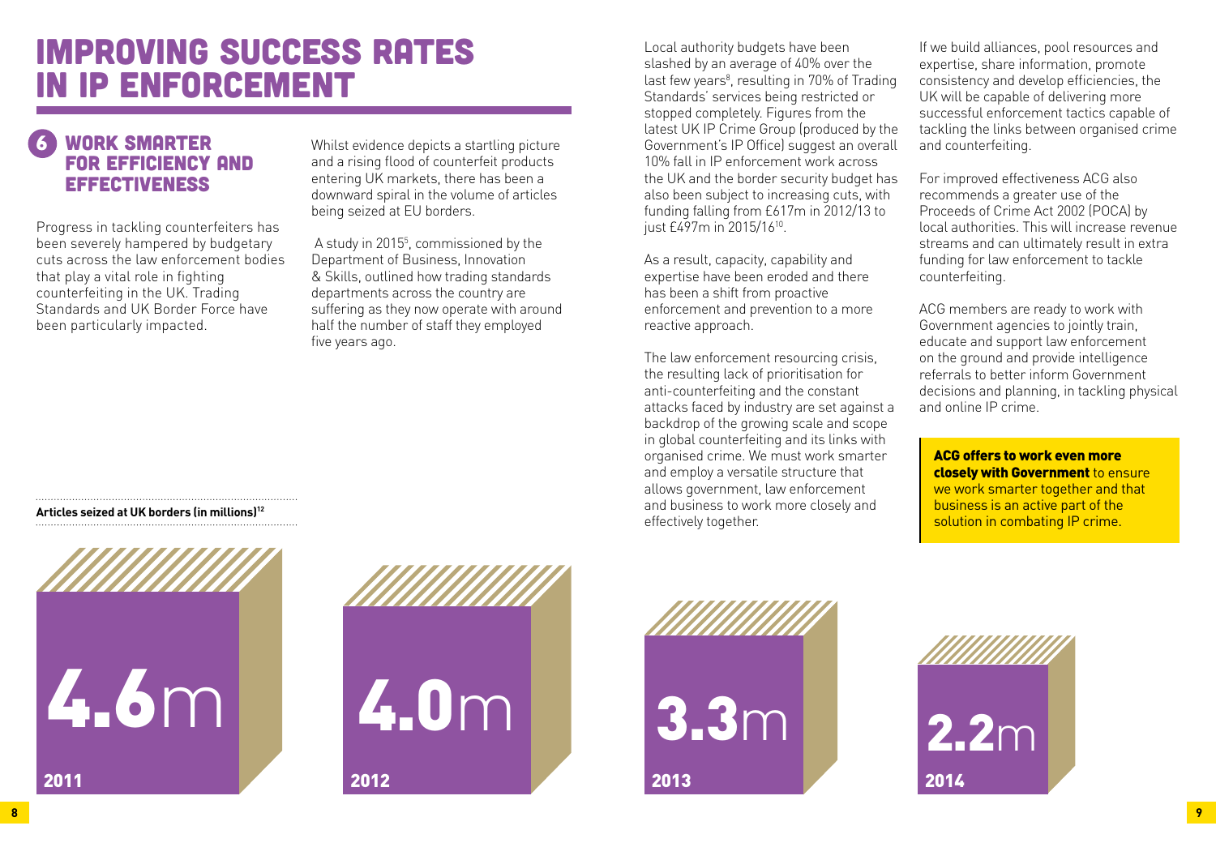# IMPROVING SUCCESS RATES IN IP ENFORCEMENT

## 6 WORK SMARTER FOR EFFICIENCY AND EFFECTIVENESS

Progress in tackling counterfeiters has been severely hampered by budgetary cuts across the law enforcement bodies that play a vital role in fighting counterfeiting in the UK. Trading Standards and UK Border Force have been particularly impacted.

Whilst evidence depicts a startling picture and a rising flood of counterfeit products entering UK markets, there has been a downward spiral in the volume of articles being seized at EU borders.

A study in 2015[5], commissioned by the Department of Business, Innovation & Skills, outlined how trading standards departments across the country are suffering as they now operate with around half the number of staff they employed five years ago.

Local authority budgets have been slashed by an average of 40% over the last few years[8], resulting in 70% of Trading Standards' services being restricted or stopped completely. Figures from the latest UK IP Crime Group (produced by the Government's IP Office) suggest an overall 10% fall in IP enforcement work across the UK and the border security budget has also been subject to increasing cuts, with funding falling from £617m in 2012/13 to just £497m in 2015/16[10].

As a result, capacity, capability and expertise have been eroded and there has been a shift from proactive enforcement and prevention to a more reactive approach.

The law enforcement resourcing crisis, the resulting lack of prioritisation for anti-counterfeiting and the constant attacks faced by industry are set against a backdrop of the growing scale and scope in global counterfeiting and its links with organised crime. We must work smarter and employ a versatile structure that allows government, law enforcement and business to work more closely and effectively together.

If we build alliances, pool resources and expertise, share information, promote consistency and develop efficiencies, the UK will be capable of delivering more successful enforcement tactics capable of tackling the links between organised crime and counterfeiting.

For improved effectiveness ACG also recommends a greater use of the Proceeds of Crime Act 2002 (POCA) by local authorities. This will increase revenue streams and can ultimately result in extra funding for law enforcement to tackle counterfeiting.

ACG members are ready to work with Government agencies to jointly train, educate and support law enforcement on the ground and provide intelligence referrals to better inform Government decisions and planning, in tackling physical and online IP crime.

**ACG offers to work even more closely with Government** to ensure we work smarter together and that business is an active part of the solution in combating IP crime.

**Articles seized at UK borders (in millions)[12]**

| Year | Articles seized |
|---|---|
| 2011 | 4.6m |
| 2012 | 4.0m |
| 2013 | 3.3m |
| 2014 | 2.2m |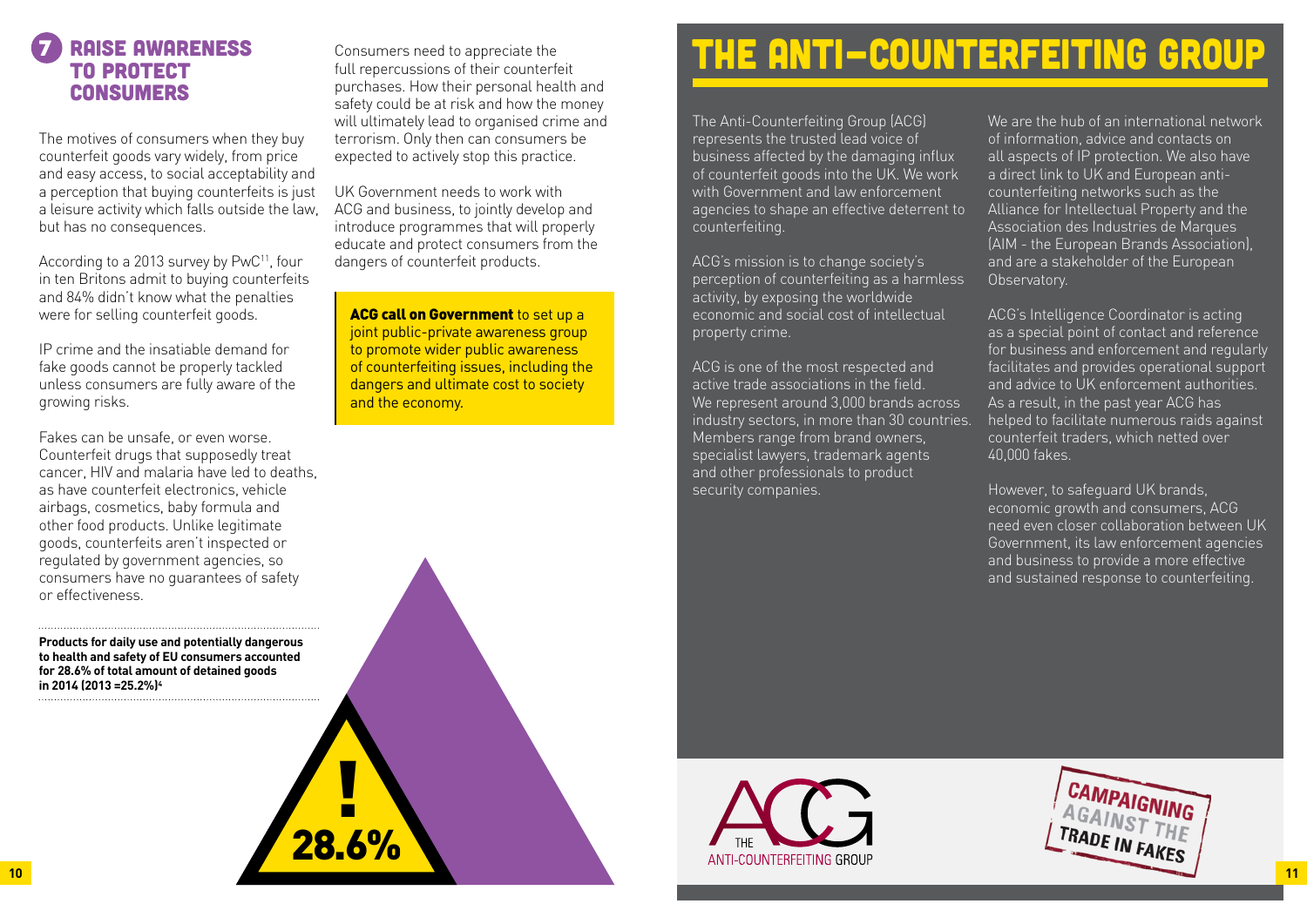## 7 RAISE AWARENESS TO PROTECT CONSUMERS

The motives of consumers when they buy counterfeit goods vary widely, from price and easy access, to social acceptability and a perception that buying counterfeits is just a leisure activity which falls outside the law, but has no consequences.

According to a 2013 survey by PwC[11], four in ten Britons admit to buying counterfeits and 84% didn't know what the penalties were for selling counterfeit goods.

IP crime and the insatiable demand for fake goods cannot be properly tackled unless consumers are fully aware of the growing risks.

Fakes can be unsafe, or even worse. Counterfeit drugs that supposedly treat cancer, HIV and malaria have led to deaths, as have counterfeit electronics, vehicle airbags, cosmetics, baby formula and other food products. Unlike legitimate goods, counterfeits aren't inspected or regulated by government agencies, so consumers have no guarantees of safety or effectiveness.

**Products for daily use and potentially dangerous to health and safety of EU consumers accounted for 28.6% of total amount of detained goods in 2014 (2013 =25.2%)[4]**

Consumers need to appreciate the full repercussions of their counterfeit purchases. How their personal health and safety could be at risk and how the money will ultimately lead to organised crime and terrorism. Only then can consumers be expected to actively stop this practice.

UK Government needs to work with ACG and business, to jointly develop and introduce programmes that will properly educate and protect consumers from the dangers of counterfeit products.

**ACG call on Government** to set up a joint public-private awareness group to promote wider public awareness of counterfeiting issues, including the dangers and ultimate cost to society and the economy.

! 28.6%

# THE ANTI-COUNTERFEITING GROUP

The Anti-Counterfeiting Group (ACG) represents the trusted lead voice of business affected by the damaging influx of counterfeit goods into the UK. We work with Government and law enforcement agencies to shape an effective deterrent to counterfeiting.

ACG's mission is to change society's perception of counterfeiting as a harmless activity, by exposing the worldwide economic and social cost of intellectual property crime.

ACG is one of the most respected and active trade associations in the field. We represent around 3,000 brands across industry sectors, in more than 30 countries. Members range from brand owners, specialist lawyers, trademark agents and other professionals to product security companies.

We are the hub of an international network of information, advice and contacts on all aspects of IP protection. We also have a direct link to UK and European anti-counterfeiting networks such as the Alliance for Intellectual Property and the Association des Industries de Marques (AIM - the European Brands Association), and are a stakeholder of the European Observatory.

ACG's Intelligence Coordinator is acting as a special point of contact and reference for business and enforcement and regularly facilitates and provides operational support and advice to UK enforcement authorities. As a result, in the past year ACG has helped to facilitate numerous raids against counterfeit traders, which netted over 40,000 fakes.

However, to safeguard UK brands, economic growth and consumers, ACG need even closer collaboration between UK Government, its law enforcement agencies and business to provide a more effective and sustained response to counterfeiting.

THE ANTI-COUNTERFEITING GROUP

CAMPAIGNING AGAINST THE TRADE IN FAKES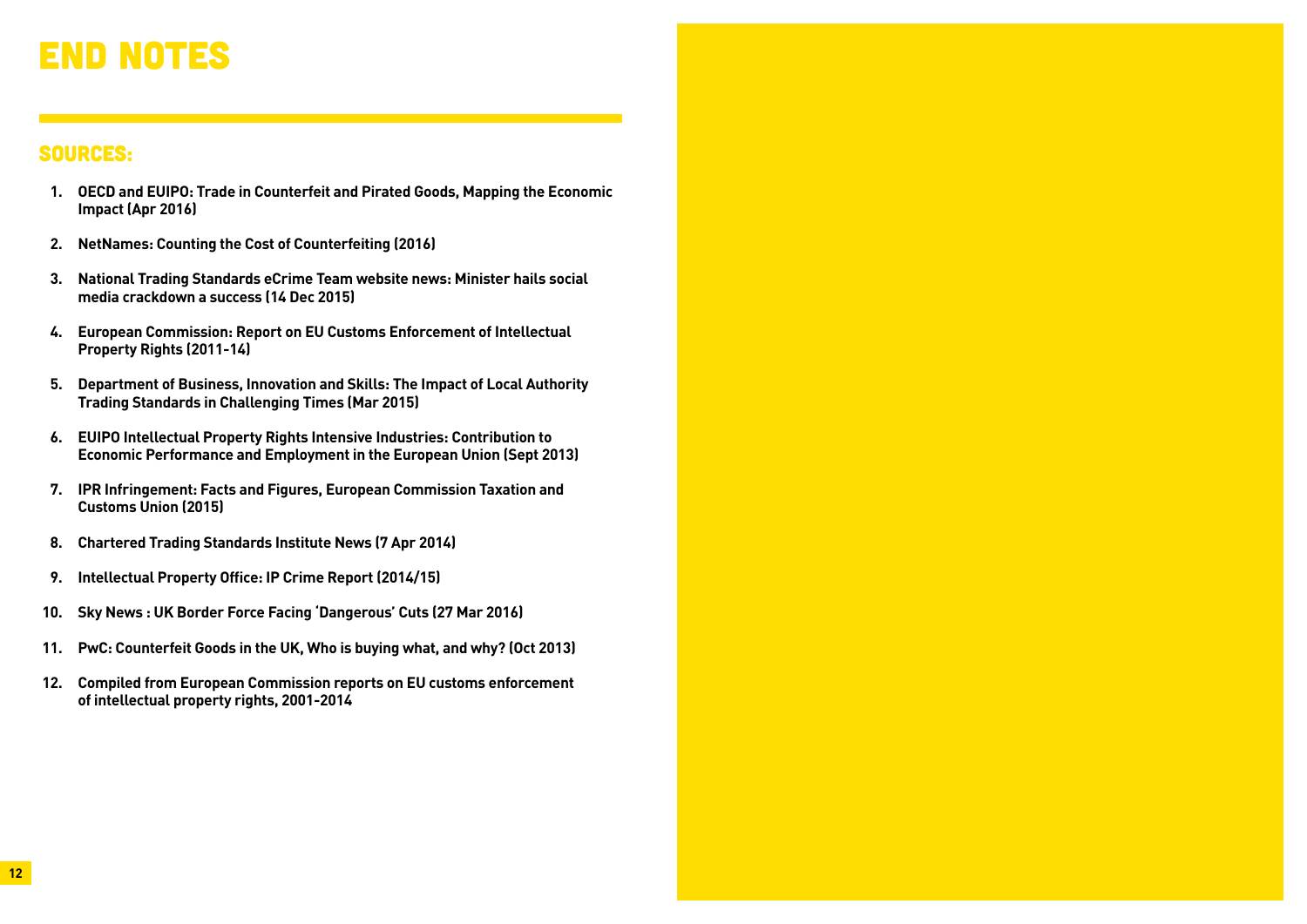# END NOTES

## SOURCES:

1. **OECD and EUIPO: Trade in Counterfeit and Pirated Goods, Mapping the Economic Impact (Apr 2016)**
2. **NetNames: Counting the Cost of Counterfeiting (2016)**
3. **National Trading Standards eCrime Team website news: Minister hails social media crackdown a success (14 Dec 2015)**
4. **European Commission: Report on EU Customs Enforcement of Intellectual Property Rights (2011-14)**
5. **Department of Business, Innovation and Skills: The Impact of Local Authority Trading Standards in Challenging Times (Mar 2015)**
6. **EUIPO Intellectual Property Rights Intensive Industries: Contribution to Economic Performance and Employment in the European Union (Sept 2013)**
7. **IPR Infringement: Facts and Figures, European Commission Taxation and Customs Union (2015)**
8. **Chartered Trading Standards Institute News (7 Apr 2014)**
9. **Intellectual Property Office: IP Crime Report (2014/15)**
10. **Sky News : UK Border Force Facing 'Dangerous' Cuts (27 Mar 2016)**
11. **PwC: Counterfeit Goods in the UK, Who is buying what, and why? (Oct 2013)**
12. **Compiled from European Commission reports on EU customs enforcement of intellectual property rights, 2001-2014**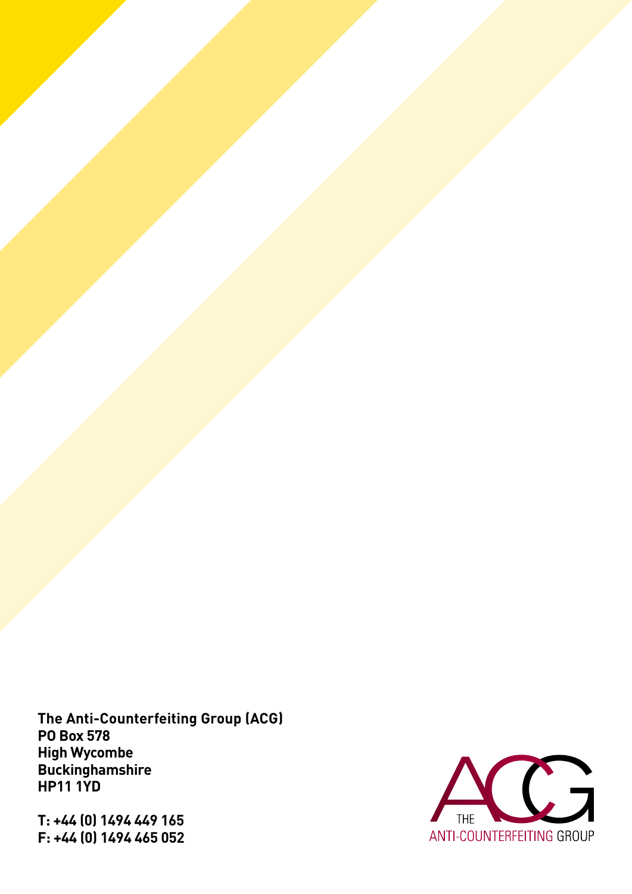**The Anti-Counterfeiting Group (ACG)**
**PO Box 578**
**High Wycombe**
**Buckinghamshire**
**HP11 1YD**

**T: +44 (0) 1494 449 165**
**F: +44 (0) 1494 465 052**

THE ANTI-COUNTERFEITING GROUP